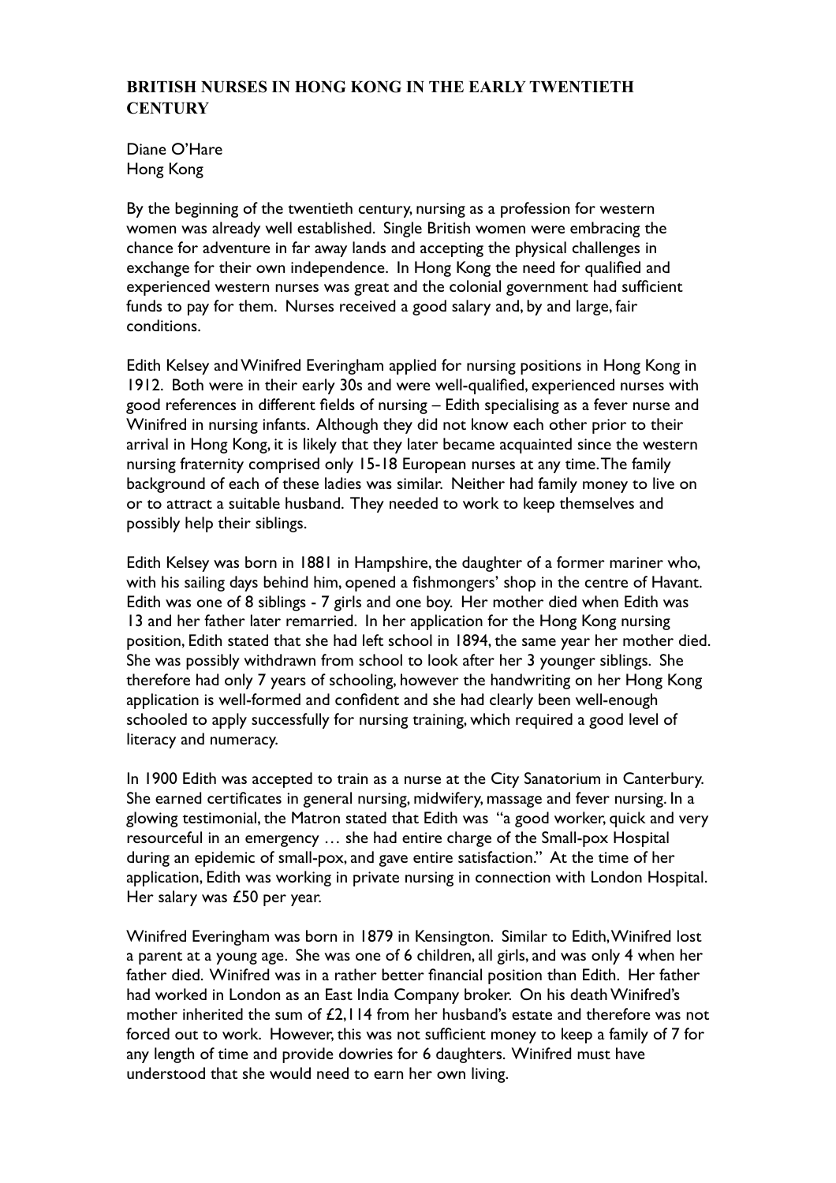# BRITISH NURSES IN HONG KONG IN THE EARLY TWENTIETH CENTURY

Diane O'Hare
Hong Kong

By the beginning of the twentieth century, nursing as a profession for western women was already well established. Single British women were embracing the chance for adventure in far away lands and accepting the physical challenges in exchange for their own independence. In Hong Kong the need for qualified and experienced western nurses was great and the colonial government had sufficient funds to pay for them. Nurses received a good salary and, by and large, fair conditions.

Edith Kelsey and Winifred Everingham applied for nursing positions in Hong Kong in 1912. Both were in their early 30s and were well-qualified, experienced nurses with good references in different fields of nursing – Edith specialising as a fever nurse and Winifred in nursing infants. Although they did not know each other prior to their arrival in Hong Kong, it is likely that they later became acquainted since the western nursing fraternity comprised only 15-18 European nurses at any time. The family background of each of these ladies was similar. Neither had family money to live on or to attract a suitable husband. They needed to work to keep themselves and possibly help their siblings.

Edith Kelsey was born in 1881 in Hampshire, the daughter of a former mariner who, with his sailing days behind him, opened a fishmongers' shop in the centre of Havant. Edith was one of 8 siblings - 7 girls and one boy. Her mother died when Edith was 13 and her father later remarried. In her application for the Hong Kong nursing position, Edith stated that she had left school in 1894, the same year her mother died. She was possibly withdrawn from school to look after her 3 younger siblings. She therefore had only 7 years of schooling, however the handwriting on her Hong Kong application is well-formed and confident and she had clearly been well-enough schooled to apply successfully for nursing training, which required a good level of literacy and numeracy.

In 1900 Edith was accepted to train as a nurse at the City Sanatorium in Canterbury. She earned certificates in general nursing, midwifery, massage and fever nursing. In a glowing testimonial, the Matron stated that Edith was "a good worker, quick and very resourceful in an emergency … she had entire charge of the Small-pox Hospital during an epidemic of small-pox, and gave entire satisfaction." At the time of her application, Edith was working in private nursing in connection with London Hospital. Her salary was £50 per year.

Winifred Everingham was born in 1879 in Kensington. Similar to Edith, Winifred lost a parent at a young age. She was one of 6 children, all girls, and was only 4 when her father died. Winifred was in a rather better financial position than Edith. Her father had worked in London as an East India Company broker. On his death Winifred's mother inherited the sum of £2,114 from her husband's estate and therefore was not forced out to work. However, this was not sufficient money to keep a family of 7 for any length of time and provide dowries for 6 daughters. Winifred must have understood that she would need to earn her own living.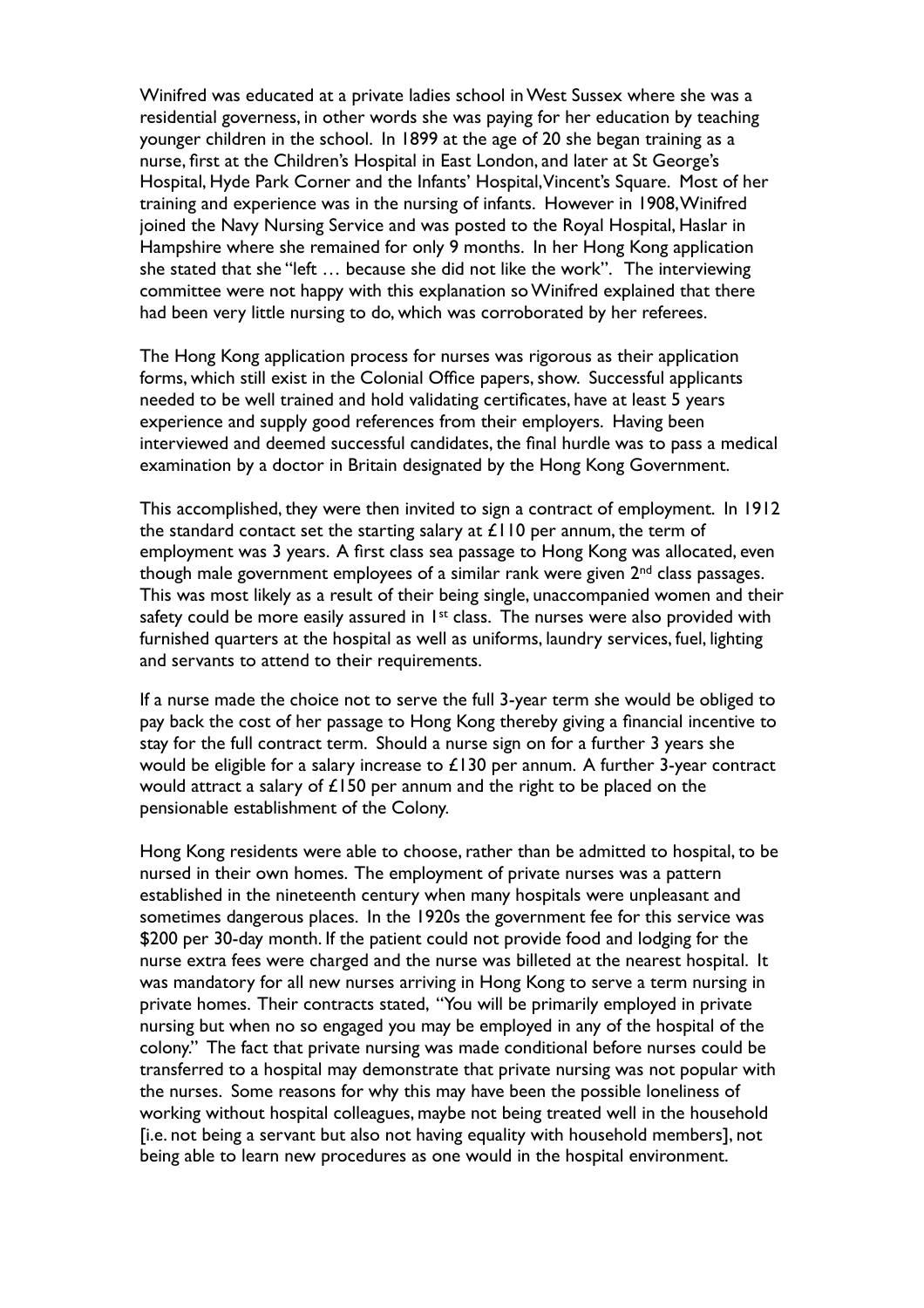Winifred was educated at a private ladies school in West Sussex where she was a residential governess, in other words she was paying for her education by teaching younger children in the school. In 1899 at the age of 20 she began training as a nurse, first at the Children's Hospital in East London, and later at St George's Hospital, Hyde Park Corner and the Infants' Hospital, Vincent's Square. Most of her training and experience was in the nursing of infants. However in 1908, Winifred joined the Navy Nursing Service and was posted to the Royal Hospital, Haslar in Hampshire where she remained for only 9 months. In her Hong Kong application she stated that she "left … because she did not like the work". The interviewing committee were not happy with this explanation so Winifred explained that there had been very little nursing to do, which was corroborated by her referees.

The Hong Kong application process for nurses was rigorous as their application forms, which still exist in the Colonial Office papers, show. Successful applicants needed to be well trained and hold validating certificates, have at least 5 years experience and supply good references from their employers. Having been interviewed and deemed successful candidates, the final hurdle was to pass a medical examination by a doctor in Britain designated by the Hong Kong Government.

This accomplished, they were then invited to sign a contract of employment. In 1912 the standard contact set the starting salary at £110 per annum, the term of employment was 3 years. A first class sea passage to Hong Kong was allocated, even though male government employees of a similar rank were given 2nd class passages. This was most likely as a result of their being single, unaccompanied women and their safety could be more easily assured in 1st class. The nurses were also provided with furnished quarters at the hospital as well as uniforms, laundry services, fuel, lighting and servants to attend to their requirements.

If a nurse made the choice not to serve the full 3-year term she would be obliged to pay back the cost of her passage to Hong Kong thereby giving a financial incentive to stay for the full contract term. Should a nurse sign on for a further 3 years she would be eligible for a salary increase to £130 per annum. A further 3-year contract would attract a salary of £150 per annum and the right to be placed on the pensionable establishment of the Colony.

Hong Kong residents were able to choose, rather than be admitted to hospital, to be nursed in their own homes. The employment of private nurses was a pattern established in the nineteenth century when many hospitals were unpleasant and sometimes dangerous places. In the 1920s the government fee for this service was $200 per 30-day month. If the patient could not provide food and lodging for the nurse extra fees were charged and the nurse was billeted at the nearest hospital. It was mandatory for all new nurses arriving in Hong Kong to serve a term nursing in private homes. Their contracts stated, "You will be primarily employed in private nursing but when no so engaged you may be employed in any of the hospital of the colony." The fact that private nursing was made conditional before nurses could be transferred to a hospital may demonstrate that private nursing was not popular with the nurses. Some reasons for why this may have been the possible loneliness of working without hospital colleagues, maybe not being treated well in the household [i.e. not being a servant but also not having equality with household members], not being able to learn new procedures as one would in the hospital environment.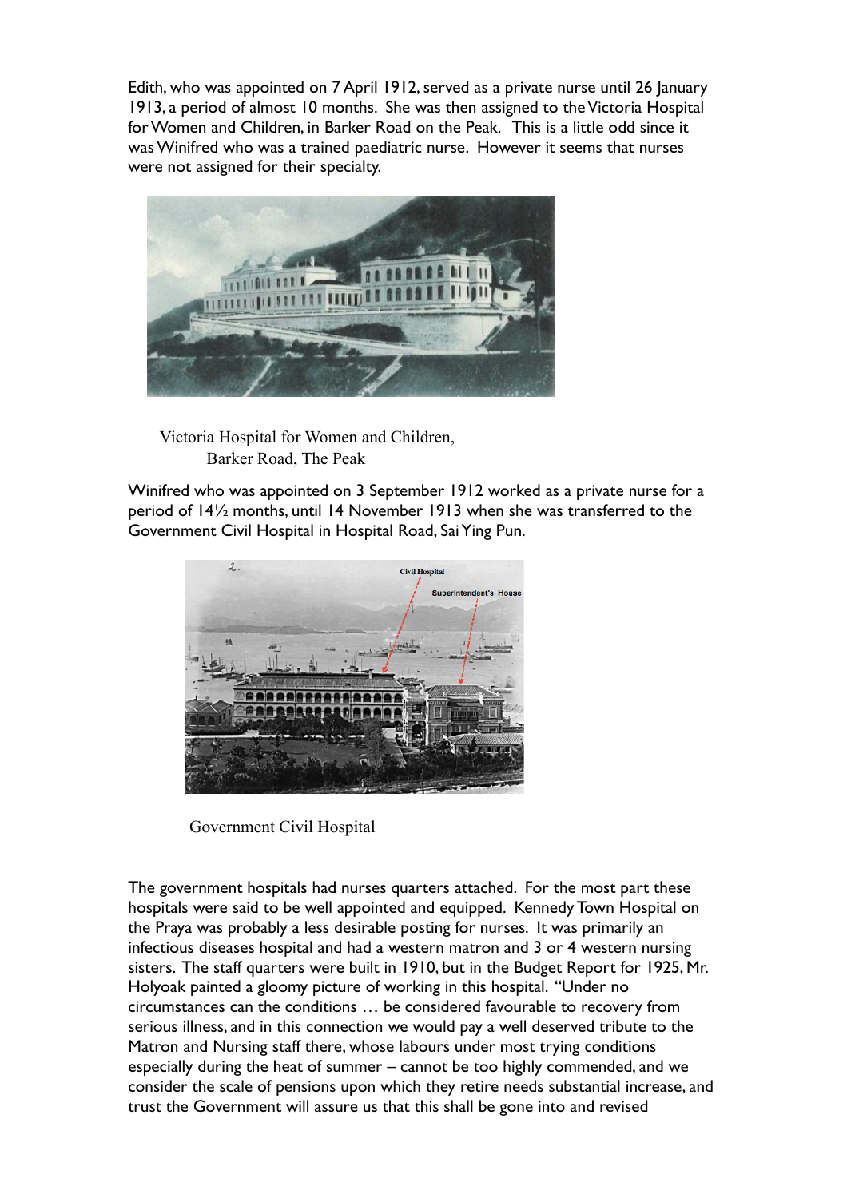Edith, who was appointed on 7 April 1912, served as a private nurse until 26 January 1913, a period of almost 10 months. She was then assigned to the Victoria Hospital for Women and Children, in Barker Road on the Peak. This is a little odd since it was Winifred who was a trained paediatric nurse. However it seems that nurses were not assigned for their specialty.

Victoria Hospital for Women and Children,
Barker Road, The Peak

Winifred who was appointed on 3 September 1912 worked as a private nurse for a period of 14½ months, until 14 November 1913 when she was transferred to the Government Civil Hospital in Hospital Road, Sai Ying Pun.

Government Civil Hospital

The government hospitals had nurses quarters attached. For the most part these hospitals were said to be well appointed and equipped. Kennedy Town Hospital on the Praya was probably a less desirable posting for nurses. It was primarily an infectious diseases hospital and had a western matron and 3 or 4 western nursing sisters. The staff quarters were built in 1910, but in the Budget Report for 1925, Mr. Holyoak painted a gloomy picture of working in this hospital. "Under no circumstances can the conditions … be considered favourable to recovery from serious illness, and in this connection we would pay a well deserved tribute to the Matron and Nursing staff there, whose labours under most trying conditions especially during the heat of summer – cannot be too highly commended, and we consider the scale of pensions upon which they retire needs substantial increase, and trust the Government will assure us that this shall be gone into and revised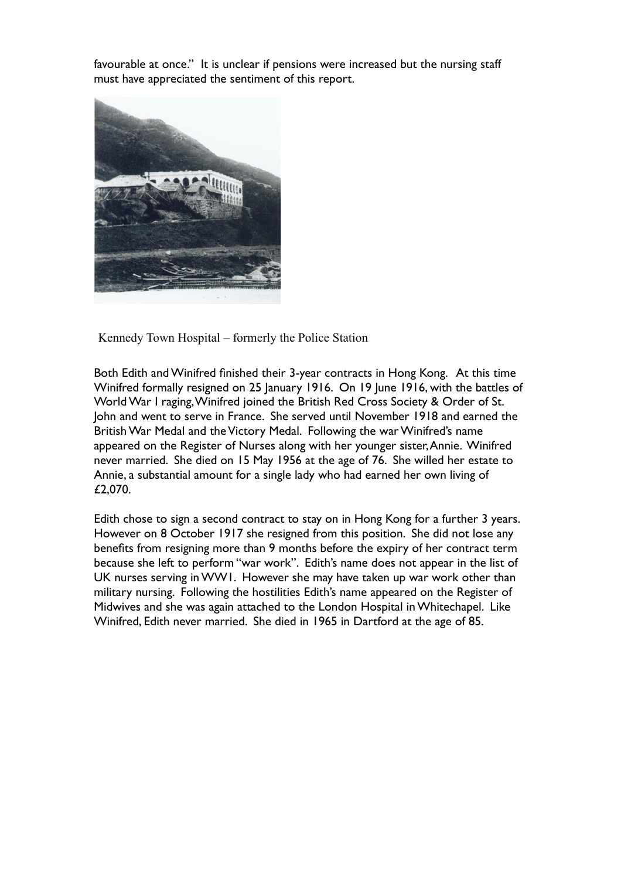favourable at once." It is unclear if pensions were increased but the nursing staff must have appreciated the sentiment of this report.

Kennedy Town Hospital – formerly the Police Station

Both Edith and Winifred finished their 3-year contracts in Hong Kong. At this time Winifred formally resigned on 25 January 1916. On 19 June 1916, with the battles of World War I raging, Winifred joined the British Red Cross Society & Order of St. John and went to serve in France. She served until November 1918 and earned the British War Medal and the Victory Medal. Following the war Winifred's name appeared on the Register of Nurses along with her younger sister, Annie. Winifred never married. She died on 15 May 1956 at the age of 76. She willed her estate to Annie, a substantial amount for a single lady who had earned her own living of £2,070.

Edith chose to sign a second contract to stay on in Hong Kong for a further 3 years. However on 8 October 1917 she resigned from this position. She did not lose any benefits from resigning more than 9 months before the expiry of her contract term because she left to perform "war work". Edith's name does not appear in the list of UK nurses serving in WW1. However she may have taken up war work other than military nursing. Following the hostilities Edith's name appeared on the Register of Midwives and she was again attached to the London Hospital in Whitechapel. Like Winifred, Edith never married. She died in 1965 in Dartford at the age of 85.